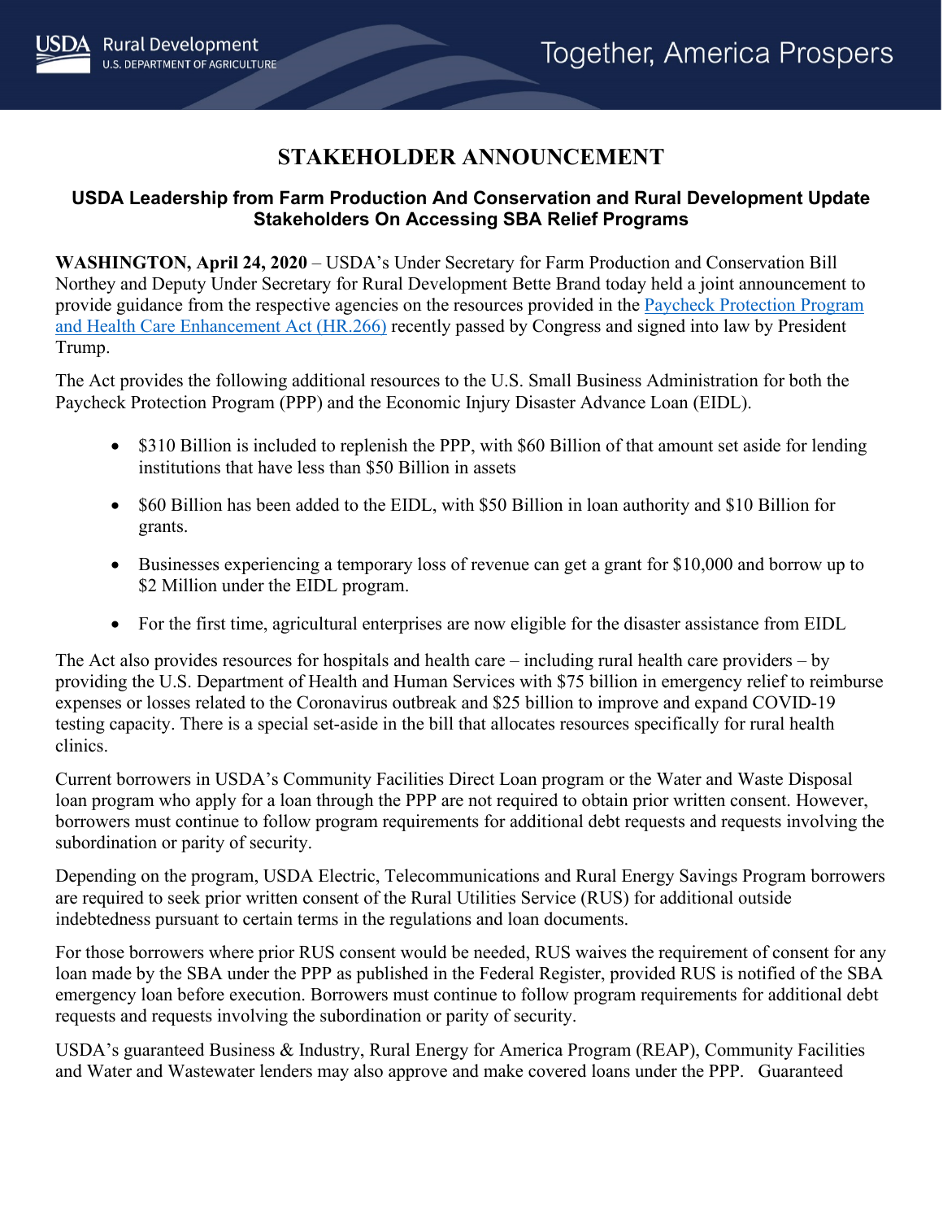# STAKEHOLDER ANNOUNCEMENT

## USDA Leadership from Farm Production And Conservation and Rural Development Update Stakeholders On Accessing SBA Relief Programs

**WASHINGTON, April 24, 2020** – USDA's Under Secretary for Farm Production and Conservation Bill Northey and Deputy Under Secretary for Rural Development Bette Brand today held a joint announcement to provide guidance from the respective agencies on the resources provided in the Paycheck Protection Program and Health Care Enhancement Act (HR.266) recently passed by Congress and signed into law by President Trump.

The Act provides the following additional resources to the U.S. Small Business Administration for both the Paycheck Protection Program (PPP) and the Economic Injury Disaster Advance Loan (EIDL).

- $310 Billion is included to replenish the PPP, with $60 Billion of that amount set aside for lending institutions that have less than $50 Billion in assets
- $60 Billion has been added to the EIDL, with $50 Billion in loan authority and $10 Billion for grants.
- Businesses experiencing a temporary loss of revenue can get a grant for $10,000 and borrow up to $2 Million under the EIDL program.
- For the first time, agricultural enterprises are now eligible for the disaster assistance from EIDL

The Act also provides resources for hospitals and health care – including rural health care providers – by providing the U.S. Department of Health and Human Services with $75 billion in emergency relief to reimburse expenses or losses related to the Coronavirus outbreak and $25 billion to improve and expand COVID-19 testing capacity. There is a special set-aside in the bill that allocates resources specifically for rural health clinics.

Current borrowers in USDA's Community Facilities Direct Loan program or the Water and Waste Disposal loan program who apply for a loan through the PPP are not required to obtain prior written consent. However, borrowers must continue to follow program requirements for additional debt requests and requests involving the subordination or parity of security.

Depending on the program, USDA Electric, Telecommunications and Rural Energy Savings Program borrowers are required to seek prior written consent of the Rural Utilities Service (RUS) for additional outside indebtedness pursuant to certain terms in the regulations and loan documents.

For those borrowers where prior RUS consent would be needed, RUS waives the requirement of consent for any loan made by the SBA under the PPP as published in the Federal Register, provided RUS is notified of the SBA emergency loan before execution. Borrowers must continue to follow program requirements for additional debt requests and requests involving the subordination or parity of security.

USDA's guaranteed Business & Industry, Rural Energy for America Program (REAP), Community Facilities and Water and Wastewater lenders may also approve and make covered loans under the PPP. Guaranteed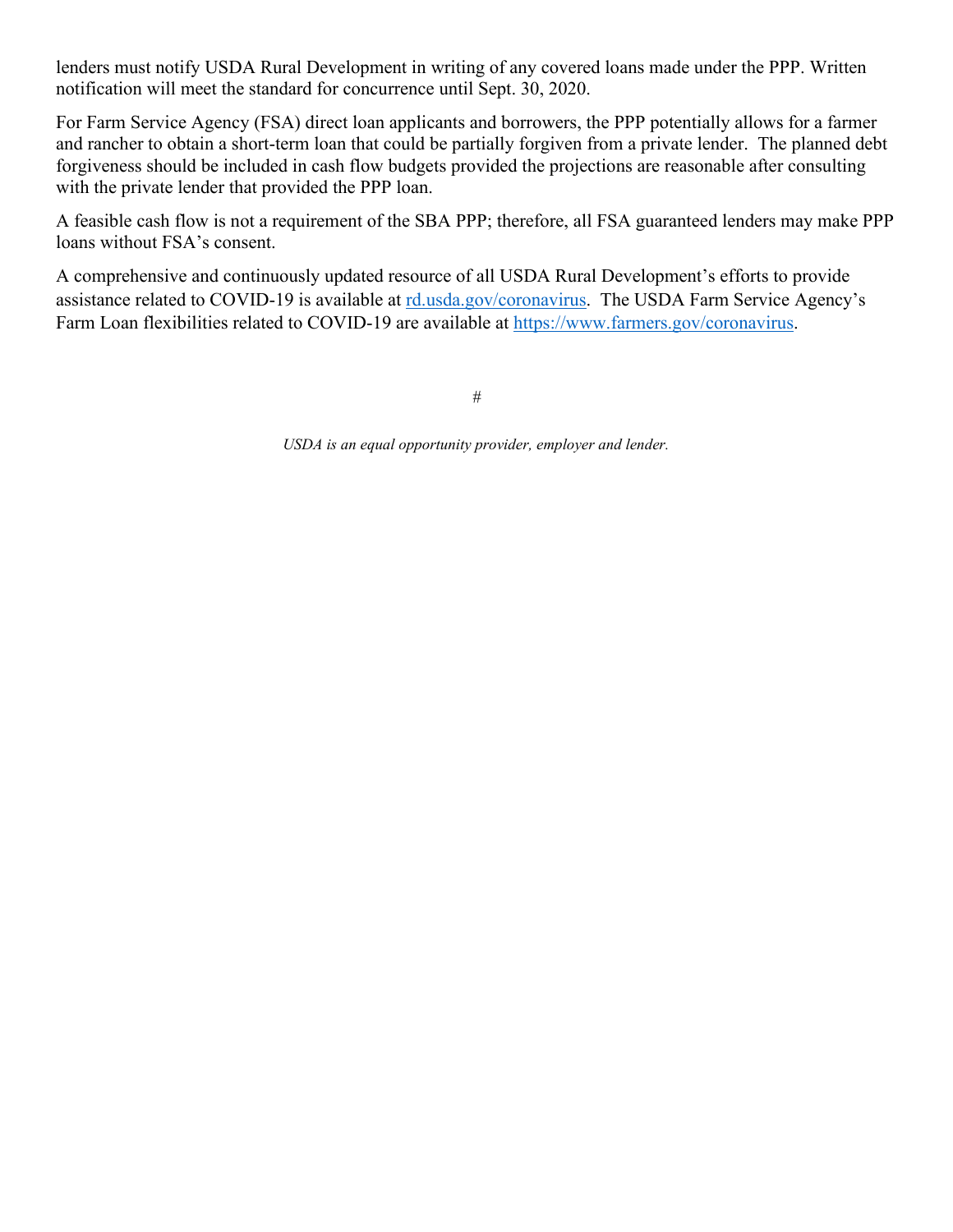lenders must notify USDA Rural Development in writing of any covered loans made under the PPP. Written notification will meet the standard for concurrence until Sept. 30, 2020.

For Farm Service Agency (FSA) direct loan applicants and borrowers, the PPP potentially allows for a farmer and rancher to obtain a short-term loan that could be partially forgiven from a private lender. The planned debt forgiveness should be included in cash flow budgets provided the projections are reasonable after consulting with the private lender that provided the PPP loan.

A feasible cash flow is not a requirement of the SBA PPP; therefore, all FSA guaranteed lenders may make PPP loans without FSA's consent.

A comprehensive and continuously updated resource of all USDA Rural Development's efforts to provide assistance related to COVID-19 is available at [rd.usda.gov/coronavirus](rd.usda.gov/coronavirus). The USDA Farm Service Agency's Farm Loan flexibilities related to COVID-19 are available at [https://www.farmers.gov/coronavirus](https://www.farmers.gov/coronavirus).

#

*USDA is an equal opportunity provider, employer and lender.*